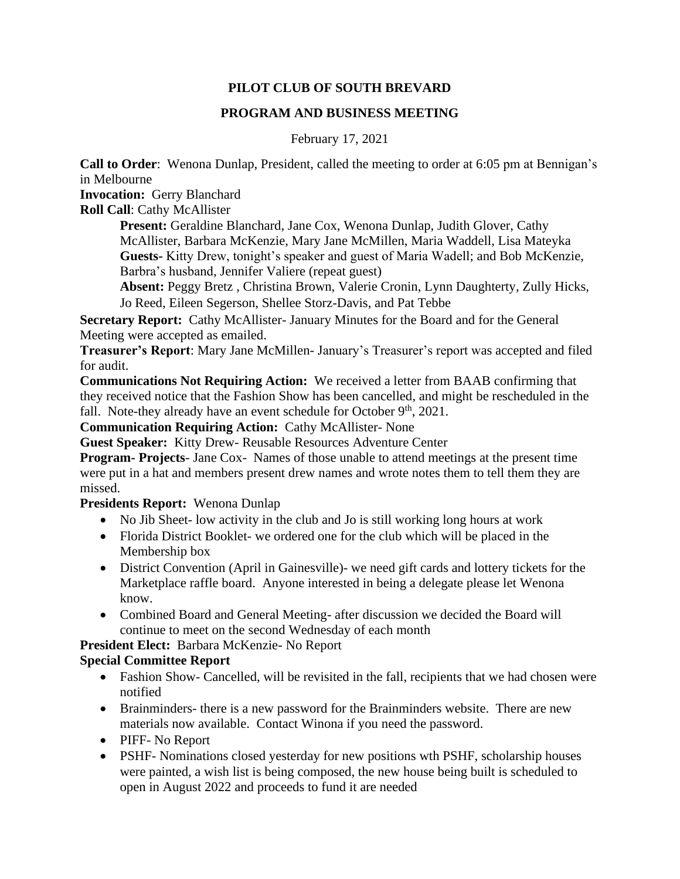# PILOT CLUB OF SOUTH BREVARD

## PROGRAM AND BUSINESS MEETING

February 17, 2021

**Call to Order**: Wenona Dunlap, President, called the meeting to order at 6:05 pm at Bennigan's in Melbourne

**Invocation:** Gerry Blanchard

**Roll Call**: Cathy McAllister

> **Present:** Geraldine Blanchard, Jane Cox, Wenona Dunlap, Judith Glover, Cathy McAllister, Barbara McKenzie, Mary Jane McMillen, Maria Waddell, Lisa Mateyka
>
> **Guests-** Kitty Drew, tonight's speaker and guest of Maria Wadell; and Bob McKenzie, Barbra's husband, Jennifer Valiere (repeat guest)
>
> **Absent:** Peggy Bretz , Christina Brown, Valerie Cronin, Lynn Daughterty, Zully Hicks, Jo Reed, Eileen Segerson, Shellee Storz-Davis, and Pat Tebbe

**Secretary Report:** Cathy McAllister- January Minutes for the Board and for the General Meeting were accepted as emailed.

**Treasurer's Report**: Mary Jane McMillen- January's Treasurer's report was accepted and filed for audit.

**Communications Not Requiring Action:** We received a letter from BAAB confirming that they received notice that the Fashion Show has been cancelled, and might be rescheduled in the fall. Note-they already have an event schedule for October 9th, 2021.

**Communication Requiring Action:** Cathy McAllister- None

**Guest Speaker:** Kitty Drew- Reusable Resources Adventure Center

**Program- Projects**- Jane Cox- Names of those unable to attend meetings at the present time were put in a hat and members present drew names and wrote notes them to tell them they are missed.

**Presidents Report:** Wenona Dunlap

- No Jib Sheet- low activity in the club and Jo is still working long hours at work
- Florida District Booklet- we ordered one for the club which will be placed in the Membership box
- District Convention (April in Gainesville)- we need gift cards and lottery tickets for the Marketplace raffle board. Anyone interested in being a delegate please let Wenona know.
- Combined Board and General Meeting- after discussion we decided the Board will continue to meet on the second Wednesday of each month

**President Elect:** Barbara McKenzie- No Report

**Special Committee Report**

- Fashion Show- Cancelled, will be revisited in the fall, recipients that we had chosen were notified
- Brainminders- there is a new password for the Brainminders website. There are new materials now available. Contact Winona if you need the password.
- PIFF- No Report
- PSHF- Nominations closed yesterday for new positions wth PSHF, scholarship houses were painted, a wish list is being composed, the new house being built is scheduled to open in August 2022 and proceeds to fund it are needed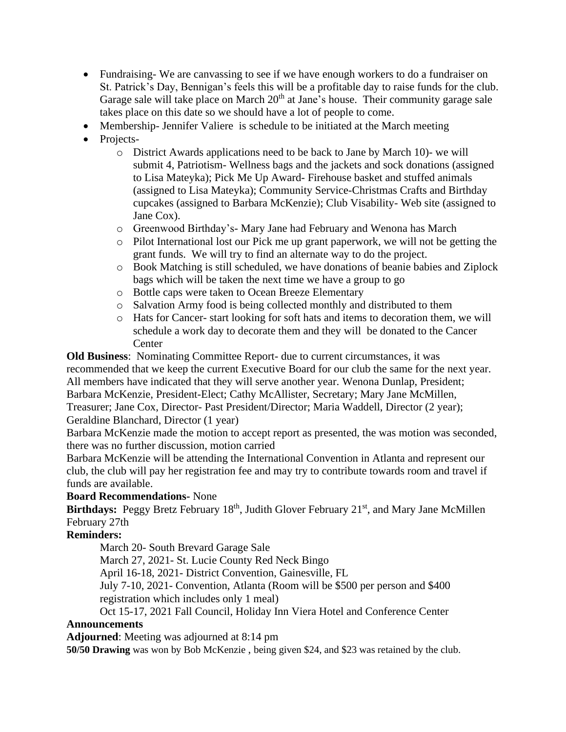- Fundraising- We are canvassing to see if we have enough workers to do a fundraiser on St. Patrick's Day, Bennigan's feels this will be a profitable day to raise funds for the club. Garage sale will take place on March 20th at Jane's house. Their community garage sale takes place on this date so we should have a lot of people to come.
- Membership- Jennifer Valiere is schedule to be initiated at the March meeting
- Projects-
  - District Awards applications need to be back to Jane by March 10)- we will submit 4, Patriotism- Wellness bags and the jackets and sock donations (assigned to Lisa Mateyka); Pick Me Up Award- Firehouse basket and stuffed animals (assigned to Lisa Mateyka); Community Service-Christmas Crafts and Birthday cupcakes (assigned to Barbara McKenzie); Club Visability- Web site (assigned to Jane Cox).
  - Greenwood Birthday's- Mary Jane had February and Wenona has March
  - Pilot International lost our Pick me up grant paperwork, we will not be getting the grant funds. We will try to find an alternate way to do the project.
  - Book Matching is still scheduled, we have donations of beanie babies and Ziplock bags which will be taken the next time we have a group to go
  - Bottle caps were taken to Ocean Breeze Elementary
  - Salvation Army food is being collected monthly and distributed to them
  - Hats for Cancer- start looking for soft hats and items to decoration them, we will schedule a work day to decorate them and they will be donated to the Cancer Center

**Old Business**: Nominating Committee Report- due to current circumstances, it was recommended that we keep the current Executive Board for our club the same for the next year. All members have indicated that they will serve another year. Wenona Dunlap, President; Barbara McKenzie, President-Elect; Cathy McAllister, Secretary; Mary Jane McMillen, Treasurer; Jane Cox, Director- Past President/Director; Maria Waddell, Director (2 year); Geraldine Blanchard, Director (1 year)

Barbara McKenzie made the motion to accept report as presented, the was motion was seconded, there was no further discussion, motion carried

Barbara McKenzie will be attending the International Convention in Atlanta and represent our club, the club will pay her registration fee and may try to contribute towards room and travel if funds are available.

**Board Recommendations-** None

**Birthdays:** Peggy Bretz February 18th, Judith Glover February 21st, and Mary Jane McMillen February 27th

**Reminders:**

March 20- South Brevard Garage Sale

March 27, 2021- St. Lucie County Red Neck Bingo

April 16-18, 2021- District Convention, Gainesville, FL

July 7-10, 2021- Convention, Atlanta (Room will be $500 per person and $400 registration which includes only 1 meal)

Oct 15-17, 2021 Fall Council, Holiday Inn Viera Hotel and Conference Center

**Announcements**

**Adjourned**: Meeting was adjourned at 8:14 pm

**50/50 Drawing** was won by Bob McKenzie , being given $24, and $23 was retained by the club.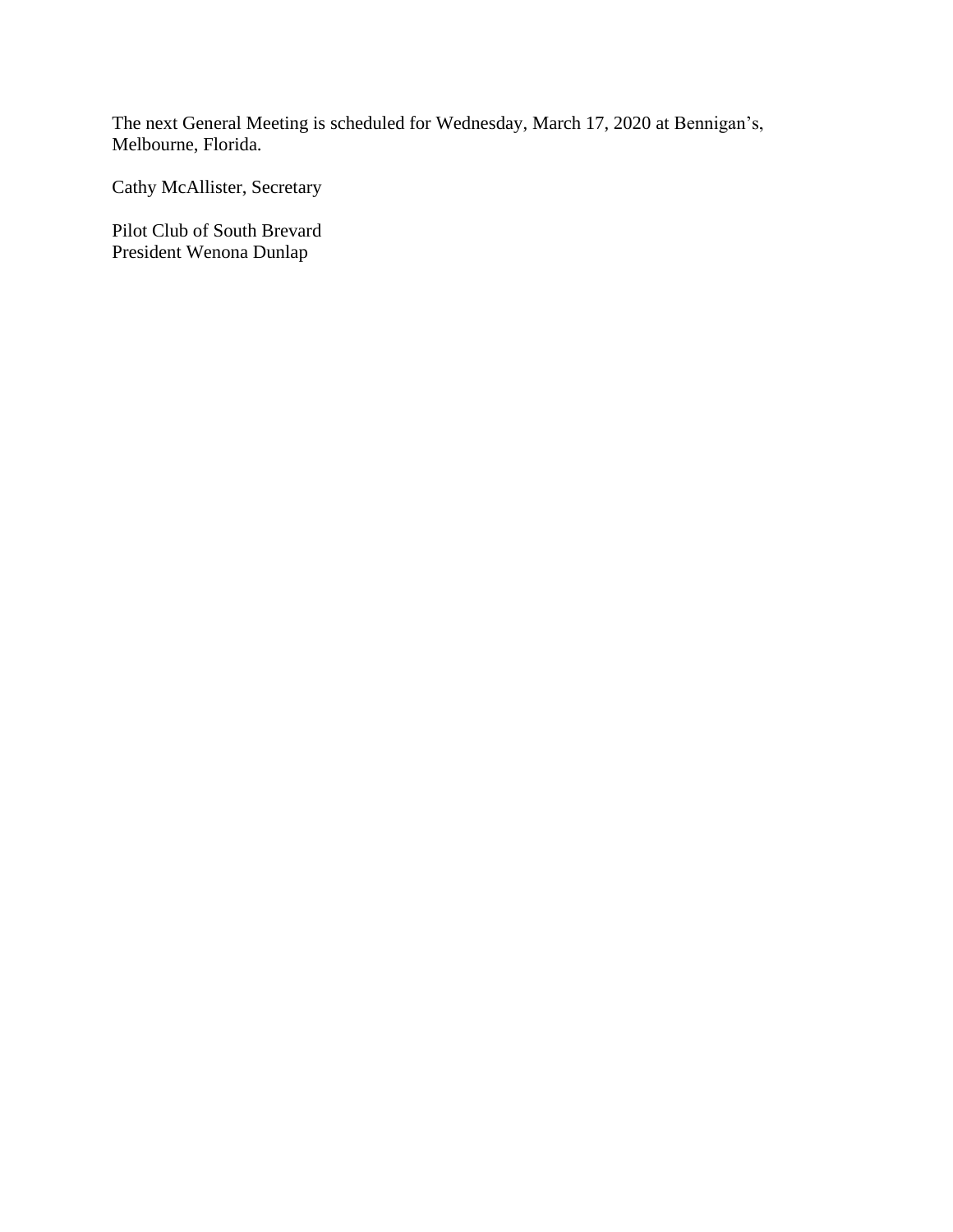The next General Meeting is scheduled for Wednesday, March 17, 2020 at Bennigan's, Melbourne, Florida.

Cathy McAllister, Secretary

Pilot Club of South Brevard
President Wenona Dunlap